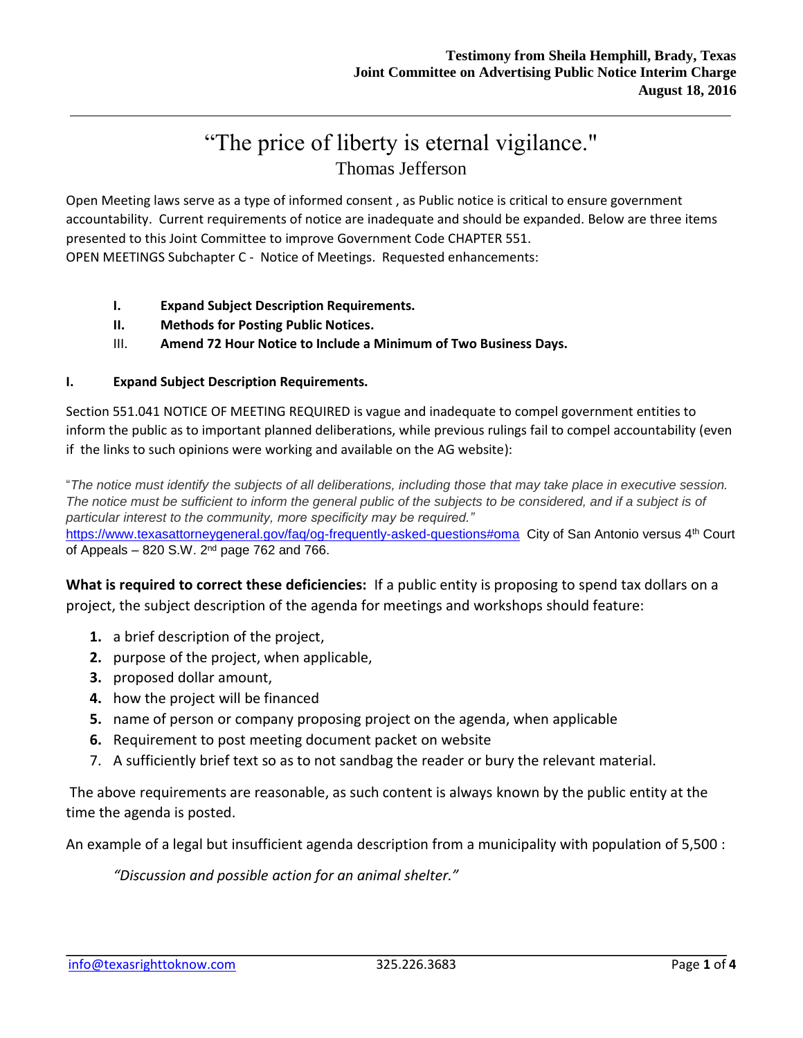**Testimony from Sheila Hemphill, Brady, Texas**
**Joint Committee on Advertising Public Notice Interim Charge**
**August 18, 2016**

---

# "The price of liberty is eternal vigilance."

## Thomas Jefferson

Open Meeting laws serve as a type of informed consent , as Public notice is critical to ensure government accountability. Current requirements of notice are inadequate and should be expanded. Below are three items presented to this Joint Committee to improve Government Code CHAPTER 551. OPEN MEETINGS Subchapter C - Notice of Meetings. Requested enhancements:

- **I. Expand Subject Description Requirements.**
- **II. Methods for Posting Public Notices.**
- III. **Amend 72 Hour Notice to Include a Minimum of Two Business Days.**

### I. Expand Subject Description Requirements.

Section 551.041 NOTICE OF MEETING REQUIRED is vague and inadequate to compel government entities to inform the public as to important planned deliberations, while previous rulings fail to compel accountability (even if the links to such opinions were working and available on the AG website):

"*The notice must identify the subjects of all deliberations, including those that may take place in executive session. The notice must be sufficient to inform the general public of the subjects to be considered, and if a subject is of particular interest to the community, more specificity may be required."*
https://www.texasattorneygeneral.gov/faq/og-frequently-asked-questions#oma City of San Antonio versus 4th Court of Appeals – 820 S.W. 2nd page 762 and 766.

**What is required to correct these deficiencies:** If a public entity is proposing to spend tax dollars on a project, the subject description of the agenda for meetings and workshops should feature:

1. a brief description of the project,
2. purpose of the project, when applicable,
3. proposed dollar amount,
4. how the project will be financed
5. name of person or company proposing project on the agenda, when applicable
6. Requirement to post meeting document packet on website
7. A sufficiently brief text so as to not sandbag the reader or bury the relevant material.

The above requirements are reasonable, as such content is always known by the public entity at the time the agenda is posted.

An example of a legal but insufficient agenda description from a municipality with population of 5,500 :

> *"Discussion and possible action for an animal shelter."*

info@texasrighttoknow.com 325.226.3683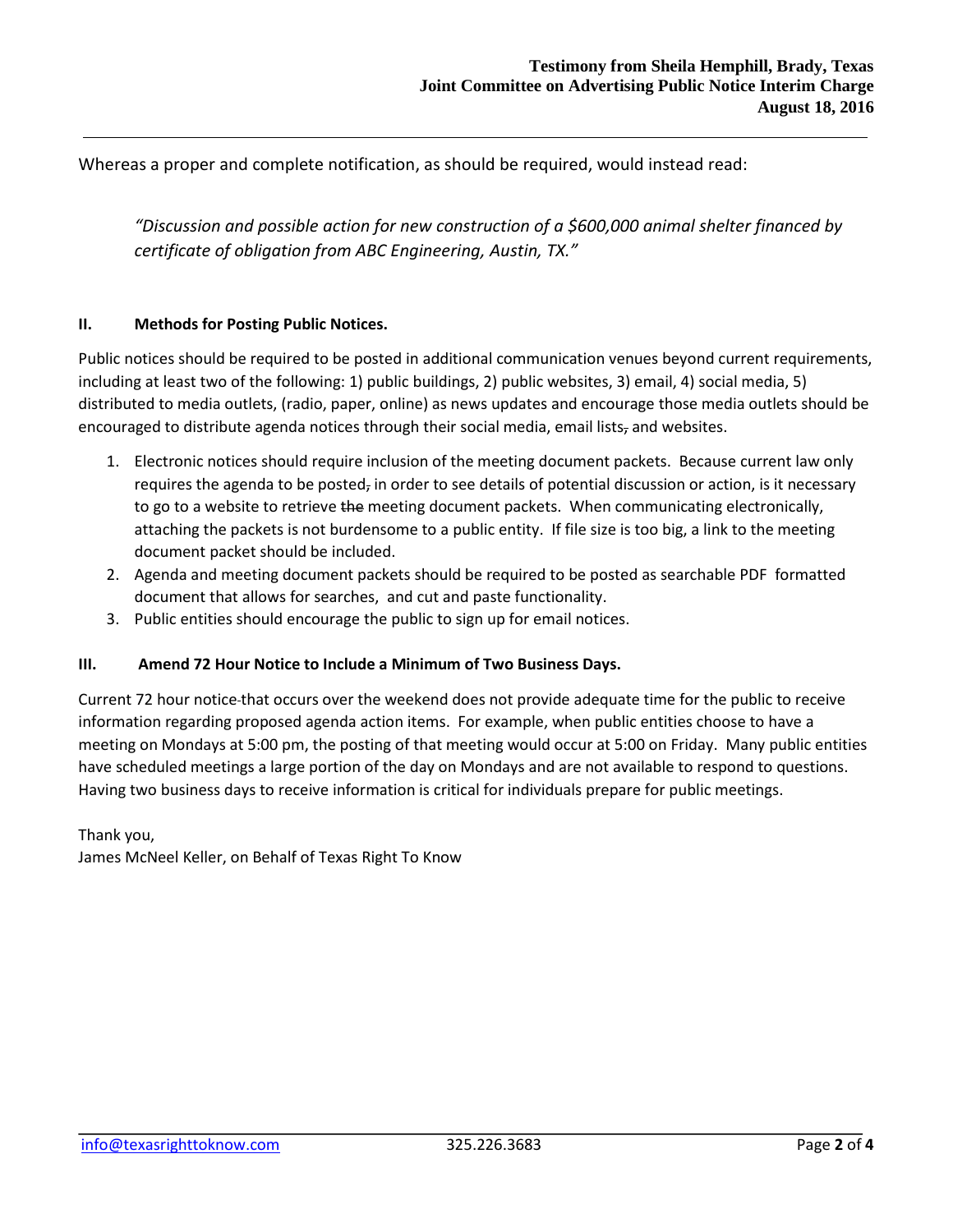Whereas a proper and complete notification, as should be required, would instead read:

> *"Discussion and possible action for new construction of a $600,000 animal shelter financed by certificate of obligation from ABC Engineering, Austin, TX."*

## II. Methods for Posting Public Notices.

Public notices should be required to be posted in additional communication venues beyond current requirements, including at least two of the following: 1) public buildings, 2) public websites, 3) email, 4) social media, 5) distributed to media outlets, (radio, paper, online) as news updates and encourage those media outlets should be encouraged to distribute agenda notices through their social media, email lists, and websites.

1. Electronic notices should require inclusion of the meeting document packets. Because current law only requires the agenda to be posted, in order to see details of potential discussion or action, is it necessary to go to a website to retrieve the meeting document packets. When communicating electronically, attaching the packets is not burdensome to a public entity. If file size is too big, a link to the meeting document packet should be included.
2. Agenda and meeting document packets should be required to be posted as searchable PDF formatted document that allows for searches, and cut and paste functionality.
3. Public entities should encourage the public to sign up for email notices.

## III. Amend 72 Hour Notice to Include a Minimum of Two Business Days.

Current 72 hour notice that occurs over the weekend does not provide adequate time for the public to receive information regarding proposed agenda action items. For example, when public entities choose to have a meeting on Mondays at 5:00 pm, the posting of that meeting would occur at 5:00 on Friday. Many public entities have scheduled meetings a large portion of the day on Mondays and are not available to respond to questions. Having two business days to receive information is critical for individuals prepare for public meetings.

Thank you,
James McNeel Keller, on Behalf of Texas Right To Know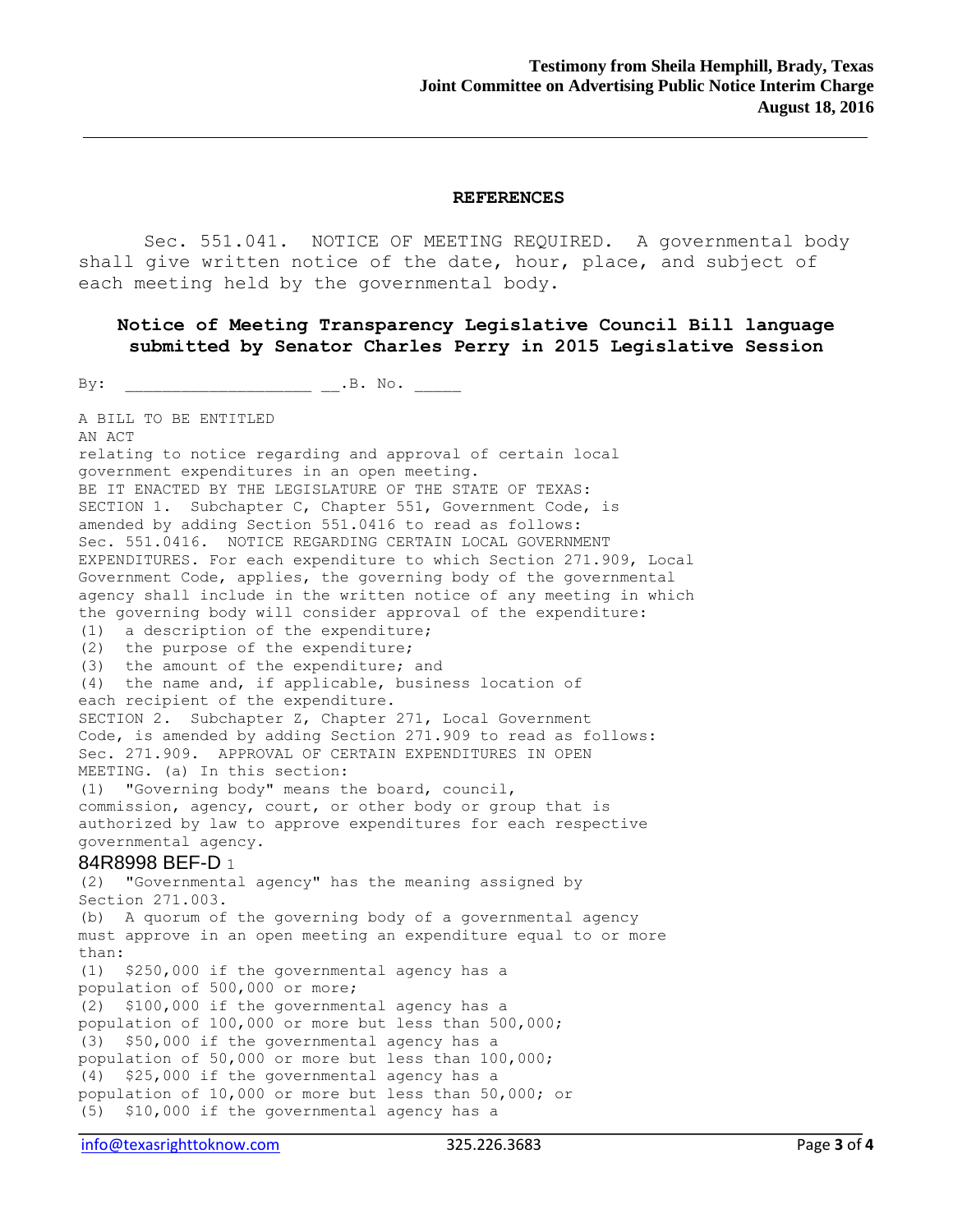## REFERENCES

Sec. 551.041. NOTICE OF MEETING REQUIRED. A governmental body shall give written notice of the date, hour, place, and subject of each meeting held by the governmental body.

### Notice of Meeting Transparency Legislative Council Bill language submitted by Senator Charles Perry in 2015 Legislative Session

By: ____________________ __.B. No. _____

A BILL TO BE ENTITLED
AN ACT
relating to notice regarding and approval of certain local government expenditures in an open meeting.
BE IT ENACTED BY THE LEGISLATURE OF THE STATE OF TEXAS:
SECTION 1. Subchapter C, Chapter 551, Government Code, is amended by adding Section 551.0416 to read as follows:
Sec. 551.0416. NOTICE REGARDING CERTAIN LOCAL GOVERNMENT EXPENDITURES. For each expenditure to which Section 271.909, Local Government Code, applies, the governing body of the governmental agency shall include in the written notice of any meeting in which the governing body will consider approval of the expenditure:
(1) a description of the expenditure;
(2) the purpose of the expenditure;
(3) the amount of the expenditure; and
(4) the name and, if applicable, business location of each recipient of the expenditure.
SECTION 2. Subchapter Z, Chapter 271, Local Government Code, is amended by adding Section 271.909 to read as follows:
Sec. 271.909. APPROVAL OF CERTAIN EXPENDITURES IN OPEN MEETING. (a) In this section:
(1) "Governing body" means the board, council, commission, agency, court, or other body or group that is authorized by law to approve expenditures for each respective governmental agency.

84R8998 BEF-D 1

(2) "Governmental agency" has the meaning assigned by Section 271.003.
(b) A quorum of the governing body of a governmental agency must approve in an open meeting an expenditure equal to or more than:
(1) $250,000 if the governmental agency has a population of 500,000 or more;
(2) $100,000 if the governmental agency has a population of 100,000 or more but less than 500,000;
(3) $50,000 if the governmental agency has a population of 50,000 or more but less than 100,000;
(4) $25,000 if the governmental agency has a population of 10,000 or more but less than 50,000; or
(5) $10,000 if the governmental agency has a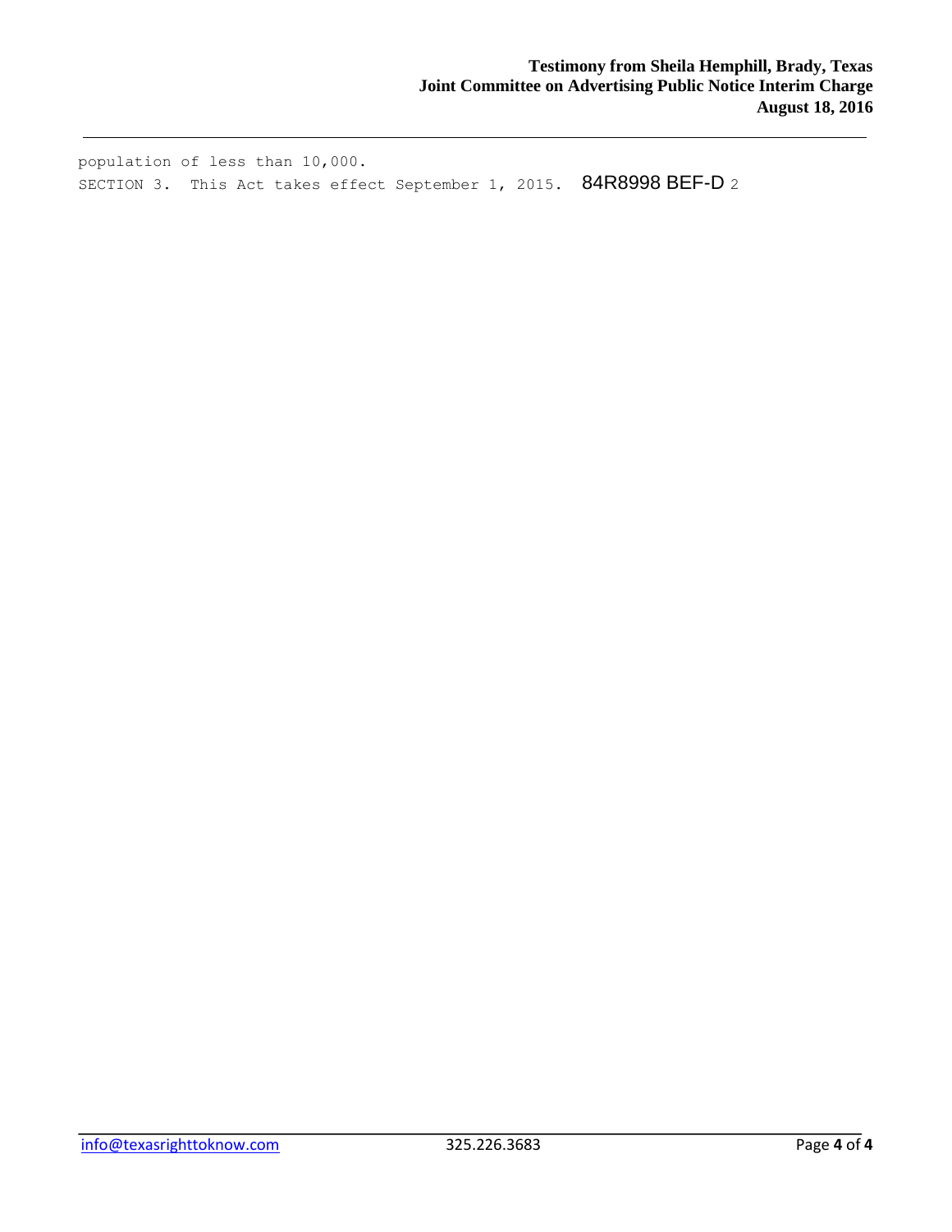population of less than 10,000.

SECTION 3. This Act takes effect September 1, 2015. 84R8998 BEF-D 2